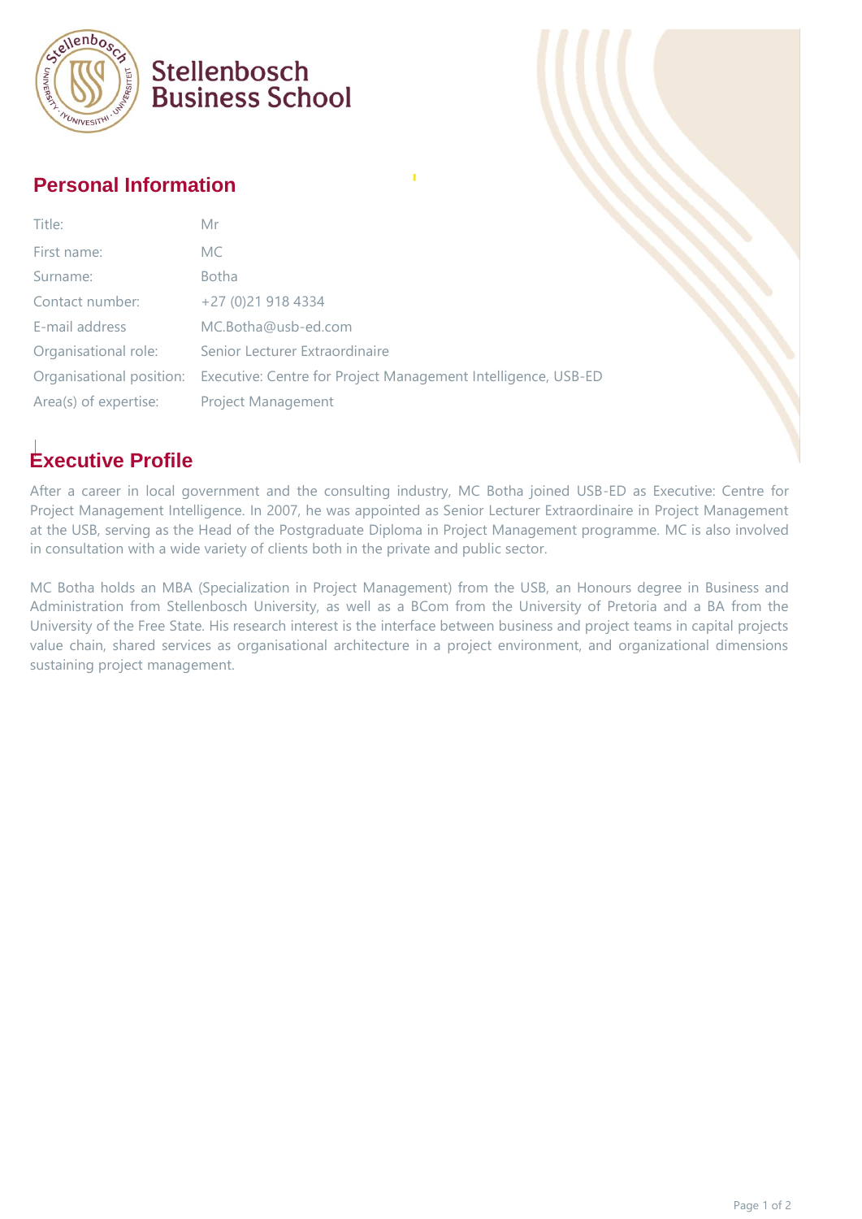Stellenbosch Business School

## Personal Information

| | |
|---|---|
| Title: | Mr |
| First name: | MC |
| Surname: | Botha |
| Contact number: | +27 (0)21 918 4334 |
| E-mail address | MC.Botha@usb-ed.com |
| Organisational role: | Senior Lecturer Extraordinaire |
| Organisational position: | Executive: Centre for Project Management Intelligence, USB-ED |
| Area(s) of expertise: | Project Management |

## Executive Profile

After a career in local government and the consulting industry, MC Botha joined USB-ED as Executive: Centre for Project Management Intelligence. In 2007, he was appointed as Senior Lecturer Extraordinaire in Project Management at the USB, serving as the Head of the Postgraduate Diploma in Project Management programme. MC is also involved in consultation with a wide variety of clients both in the private and public sector.

MC Botha holds an MBA (Specialization in Project Management) from the USB, an Honours degree in Business and Administration from Stellenbosch University, as well as a BCom from the University of Pretoria and a BA from the University of the Free State. His research interest is the interface between business and project teams in capital projects value chain, shared services as organisational architecture in a project environment, and organizational dimensions sustaining project management.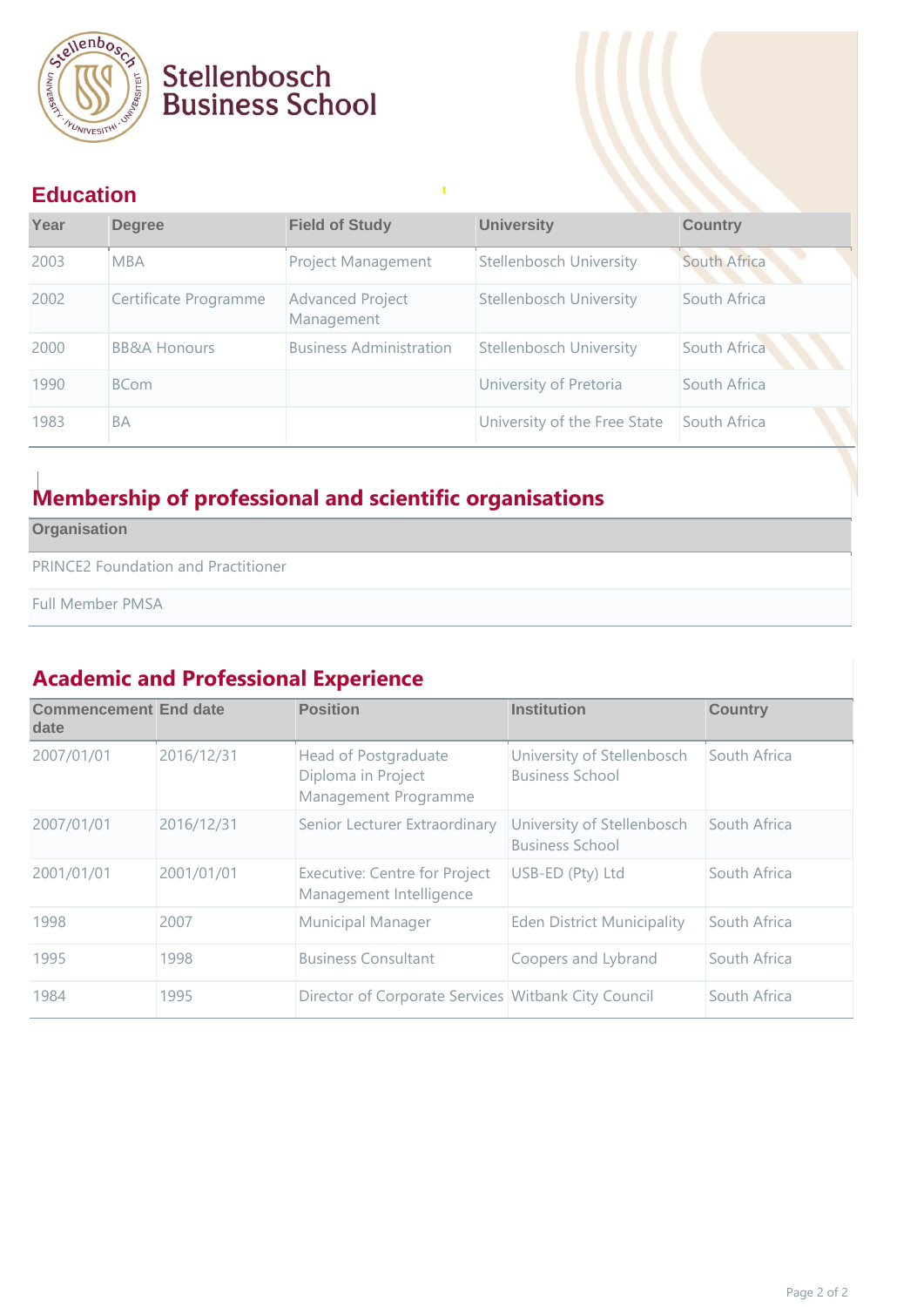Stellenbosch Business School

## Education

| Year | Degree | Field of Study | University | Country |
|---|---|---|---|---|
| 2003 | MBA | Project Management | Stellenbosch University | South Africa |
| 2002 | Certificate Programme | Advanced Project Management | Stellenbosch University | South Africa |
| 2000 | BB&A Honours | Business Administration | Stellenbosch University | South Africa |
| 1990 | BCom | | University of Pretoria | South Africa |
| 1983 | BA | | University of the Free State | South Africa |

## Membership of professional and scientific organisations

| Organisation |
|---|
| PRINCE2 Foundation and Practitioner |
| Full Member PMSA |

## Academic and Professional Experience

| Commencement date | End date | Position | Institution | Country |
|---|---|---|---|---|
| 2007/01/01 | 2016/12/31 | Head of Postgraduate Diploma in Project Management Programme | University of Stellenbosch Business School | South Africa |
| 2007/01/01 | 2016/12/31 | Senior Lecturer Extraordinary | University of Stellenbosch Business School | South Africa |
| 2001/01/01 | 2001/01/01 | Executive: Centre for Project Management Intelligence | USB-ED (Pty) Ltd | South Africa |
| 1998 | 2007 | Municipal Manager | Eden District Municipality | South Africa |
| 1995 | 1998 | Business Consultant | Coopers and Lybrand | South Africa |
| 1984 | 1995 | Director of Corporate Services | Witbank City Council | South Africa |